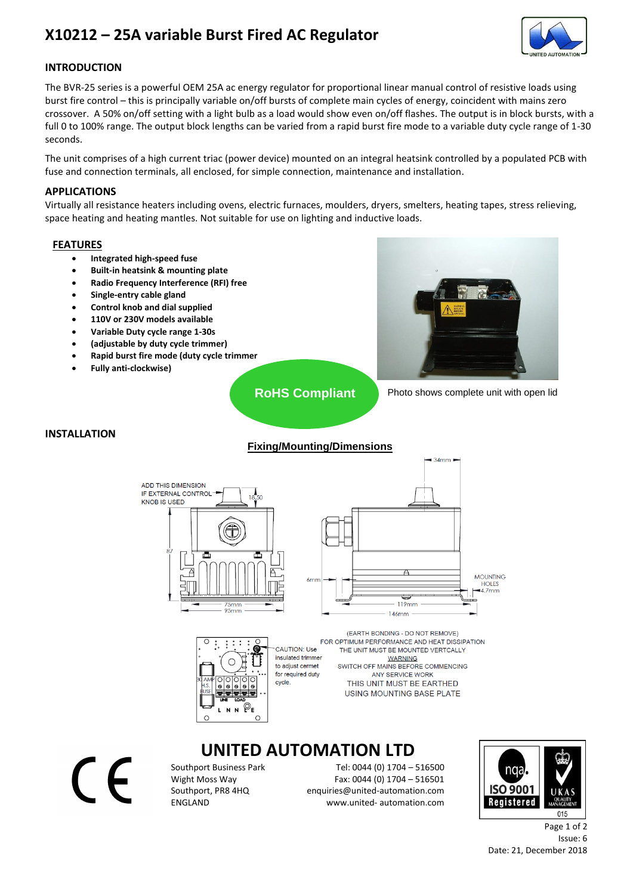# X10212 – 25A variable Burst Fired AC Regulator

## INTRODUCTION

The BVR-25 series is a powerful OEM 25A ac energy regulator for proportional linear manual control of resistive loads using burst fire control – this is principally variable on/off bursts of complete main cycles of energy, coincident with mains zero crossover. A 50% on/off setting with a light bulb as a load would show even on/off flashes. The output is in block bursts, with a full 0 to 100% range. The output block lengths can be varied from a rapid burst fire mode to a variable duty cycle range of 1-30 seconds.

The unit comprises of a high current triac (power device) mounted on an integral heatsink controlled by a populated PCB with fuse and connection terminals, all enclosed, for simple connection, maintenance and installation.

## APPLICATIONS

Virtually all resistance heaters including ovens, electric furnaces, moulders, dryers, smelters, heating tapes, stress relieving, space heating and heating mantles. Not suitable for use on lighting and inductive loads.

## FEATURES

- **Integrated high-speed fuse**
- **Built-in heatsink & mounting plate**
- **Radio Frequency Interference (RFI) free**
- **Single-entry cable gland**
- **Control knob and dial supplied**
- **110V or 230V models available**
- **Variable Duty cycle range 1-30s**
- **(adjustable by duty cycle trimmer)**
- **Rapid burst fire mode (duty cycle trimmer**
- **Fully anti-clockwise)**

**RoHS Compliant**

Photo shows complete unit with open lid

## INSTALLATION

### Fixing/Mounting/Dimensions

ADD THIS DIMENSION IF EXTERNAL CONTROL KNOB IS USED

18.50

87

75mm

95mm

34mm

6mm

MOUNTING HOLES

4.7mm

119mm

146mm

30 AMP H.S. FUSE

LINE LOAD

L N N E

CAUTION: Use insulated trimmer to adjust cermet for required duty cycle.

(EARTH BONDING - DO NOT REMOVE)

FOR OPTIMUM PERFORMANCE AND HEAT DISSIPATION THE UNIT MUST BE MOUNTED VERTCALLY

WARNING

SWITCH OFF MAINS BEFORE COMMENCING ANY SERVICE WORK

THIS UNIT MUST BE EARTHED USING MOUNTING BASE PLATE

## UNITED AUTOMATION LTD

Southport Business Park
Wight Moss Way
Southport, PR8 4HQ
ENGLAND

Tel: 0044 (0) 1704 – 516500
Fax: 0044 (0) 1704 – 516501
enquiries@united-automation.com
www.united- automation.com

Issue: 6
Date: 21, December 2018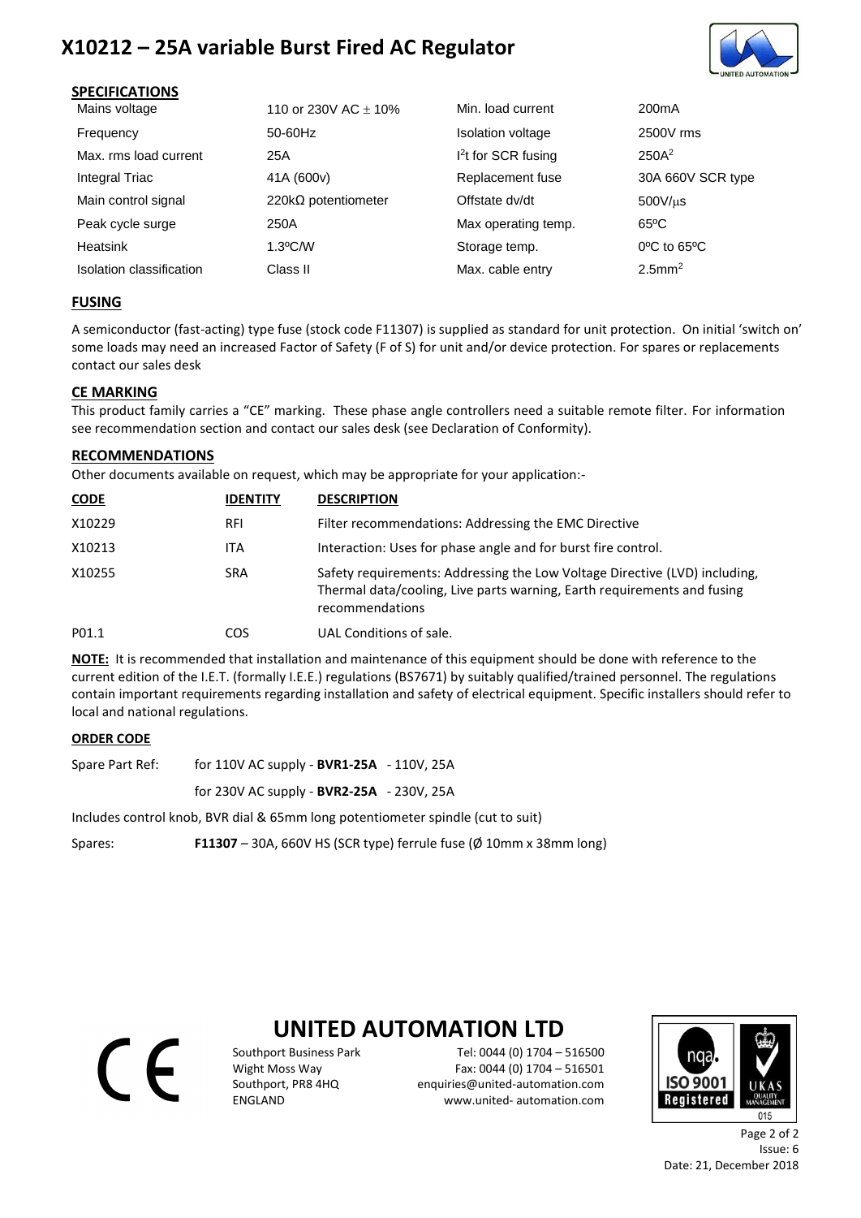# X10212 – 25A variable Burst Fired AC Regulator

## SPECIFICATIONS

| | | | |
|---|---|---|---|
| Mains voltage | 110 or 230V AC ± 10% | Min. load current | 200mA |
| Frequency | 50-60Hz | Isolation voltage | 2500V rms |
| Max. rms load current | 25A | $I^2t$ for SCR fusing | $250A^2$ |
| Integral Triac | 41A (600v) | Replacement fuse | 30A 660V SCR type |
| Main control signal | 220kΩ potentiometer | Offstate dv/dt | 500V/µs |
| Peak cycle surge | 250A | Max operating temp. | 65ºC |
| Heatsink | 1.3ºC/W | Storage temp. | 0ºC to 65ºC |
| Isolation classification | Class II | Max. cable entry | $2.5mm^2$ |

## FUSING

A semiconductor (fast-acting) type fuse (stock code F11307) is supplied as standard for unit protection. On initial 'switch on' some loads may need an increased Factor of Safety (F of S) for unit and/or device protection. For spares or replacements contact our sales desk

## CE MARKING

This product family carries a "CE" marking. These phase angle controllers need a suitable remote filter. For information see recommendation section and contact our sales desk (see Declaration of Conformity).

## RECOMMENDATIONS

Other documents available on request, which may be appropriate for your application:-

| CODE | IDENTITY | DESCRIPTION |
|---|---|---|
| X10229 | RFI | Filter recommendations: Addressing the EMC Directive |
| X10213 | ITA | Interaction: Uses for phase angle and for burst fire control. |
| X10255 | SRA | Safety requirements: Addressing the Low Voltage Directive (LVD) including, Thermal data/cooling, Live parts warning, Earth requirements and fusing recommendations |
| P01.1 | COS | UAL Conditions of sale. |

**NOTE:** It is recommended that installation and maintenance of this equipment should be done with reference to the current edition of the I.E.T. (formally I.E.E.) regulations (BS7671) by suitably qualified/trained personnel. The regulations contain important requirements regarding installation and safety of electrical equipment. Specific installers should refer to local and national regulations.

### ORDER CODE

Spare Part Ref: for 110V AC supply - **BVR1-25A** - 110V, 25A

for 230V AC supply - **BVR2-25A** - 230V, 25A

Includes control knob, BVR dial & 65mm long potentiometer spindle (cut to suit)

Spares: **F11307** – 30A, 660V HS (SCR type) ferrule fuse (Ø 10mm x 38mm long)

## UNITED AUTOMATION LTD

Southport Business Park
Wight Moss Way
Southport, PR8 4HQ
ENGLAND

Tel: 0044 (0) 1704 – 516500
Fax: 0044 (0) 1704 – 516501
enquiries@united-automation.com
www.united- automation.com

Issue: 6
Date: 21, December 2018